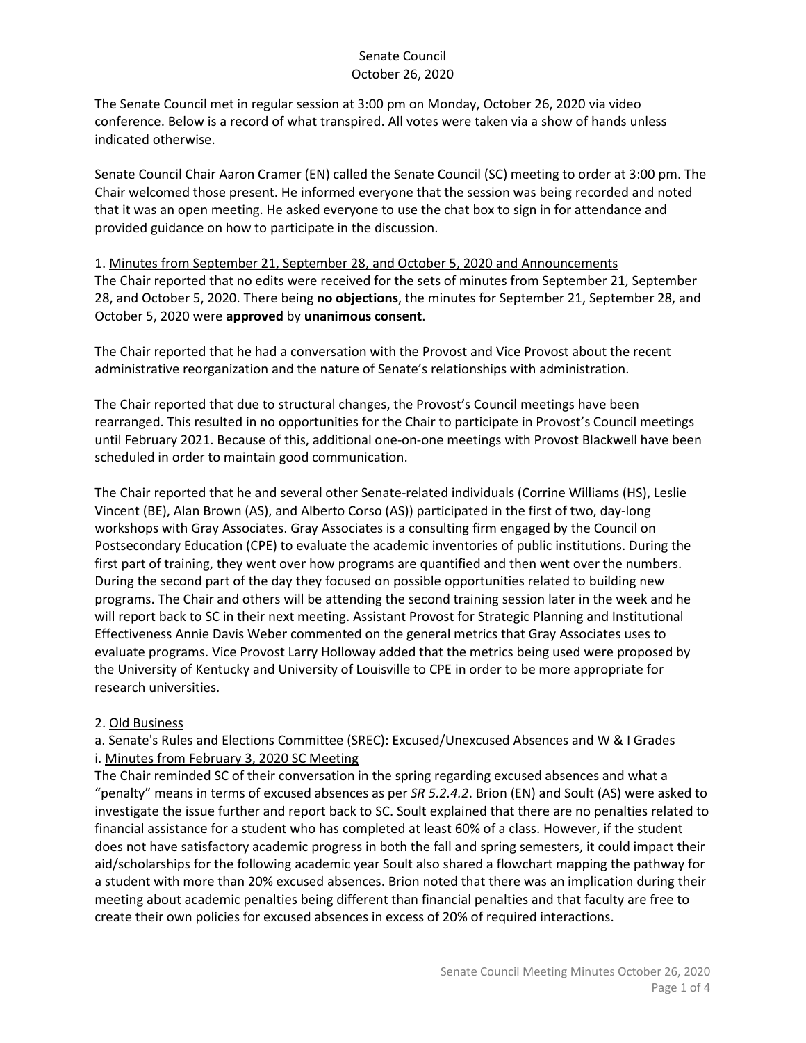# Senate Council
## October 26, 2020

The Senate Council met in regular session at 3:00 pm on Monday, October 26, 2020 via video conference. Below is a record of what transpired. All votes were taken via a show of hands unless indicated otherwise.

Senate Council Chair Aaron Cramer (EN) called the Senate Council (SC) meeting to order at 3:00 pm. The Chair welcomed those present. He informed everyone that the session was being recorded and noted that it was an open meeting. He asked everyone to use the chat box to sign in for attendance and provided guidance on how to participate in the discussion.

1. Minutes from September 21, September 28, and October 5, 2020 and Announcements

The Chair reported that no edits were received for the sets of minutes from September 21, September 28, and October 5, 2020. There being **no objections**, the minutes for September 21, September 28, and October 5, 2020 were **approved** by **unanimous consent**.

The Chair reported that he had a conversation with the Provost and Vice Provost about the recent administrative reorganization and the nature of Senate's relationships with administration.

The Chair reported that due to structural changes, the Provost's Council meetings have been rearranged. This resulted in no opportunities for the Chair to participate in Provost's Council meetings until February 2021. Because of this, additional one-on-one meetings with Provost Blackwell have been scheduled in order to maintain good communication.

The Chair reported that he and several other Senate-related individuals (Corrine Williams (HS), Leslie Vincent (BE), Alan Brown (AS), and Alberto Corso (AS)) participated in the first of two, day-long workshops with Gray Associates. Gray Associates is a consulting firm engaged by the Council on Postsecondary Education (CPE) to evaluate the academic inventories of public institutions. During the first part of training, they went over how programs are quantified and then went over the numbers. During the second part of the day they focused on possible opportunities related to building new programs. The Chair and others will be attending the second training session later in the week and he will report back to SC in their next meeting. Assistant Provost for Strategic Planning and Institutional Effectiveness Annie Davis Weber commented on the general metrics that Gray Associates uses to evaluate programs. Vice Provost Larry Holloway added that the metrics being used were proposed by the University of Kentucky and University of Louisville to CPE in order to be more appropriate for research universities.

2. Old Business

a. Senate's Rules and Elections Committee (SREC): Excused/Unexcused Absences and W & I Grades

i. Minutes from February 3, 2020 SC Meeting

The Chair reminded SC of their conversation in the spring regarding excused absences and what a "penalty" means in terms of excused absences as per *SR 5.2.4.2*. Brion (EN) and Soult (AS) were asked to investigate the issue further and report back to SC. Soult explained that there are no penalties related to financial assistance for a student who has completed at least 60% of a class. However, if the student does not have satisfactory academic progress in both the fall and spring semesters, it could impact their aid/scholarships for the following academic year Soult also shared a flowchart mapping the pathway for a student with more than 20% excused absences. Brion noted that there was an implication during their meeting about academic penalties being different than financial penalties and that faculty are free to create their own policies for excused absences in excess of 20% of required interactions.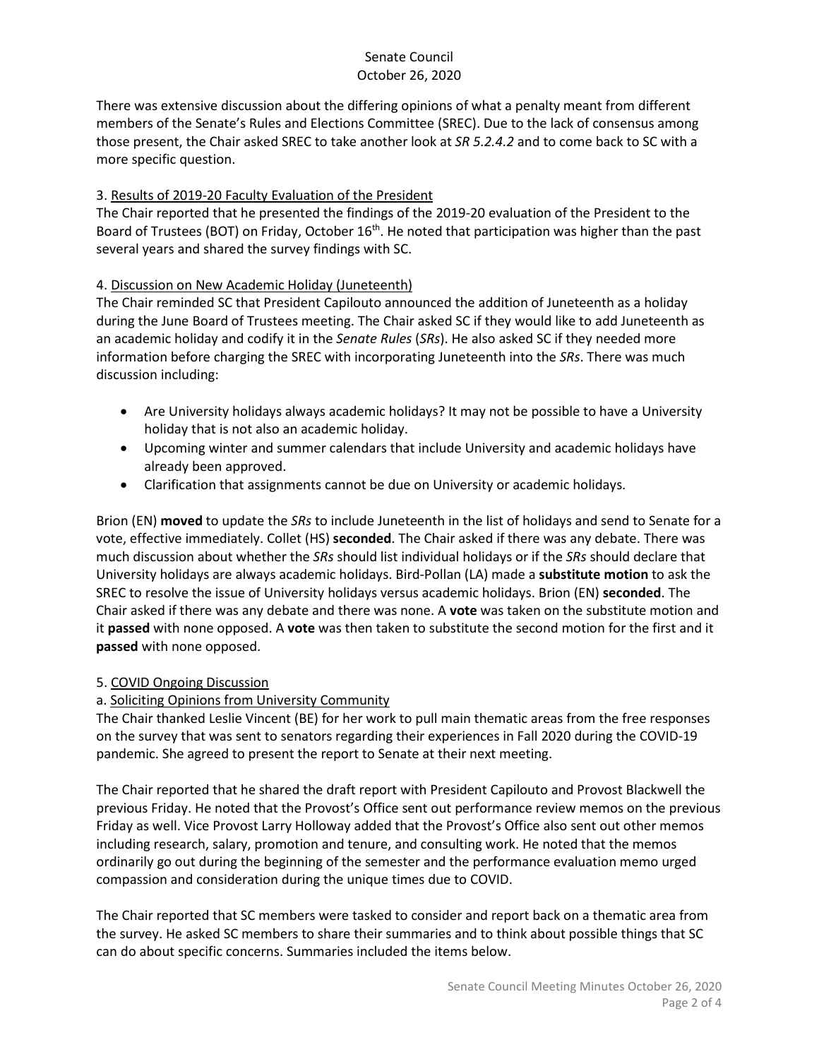There was extensive discussion about the differing opinions of what a penalty meant from different members of the Senate's Rules and Elections Committee (SREC). Due to the lack of consensus among those present, the Chair asked SREC to take another look at *SR 5.2.4.2* and to come back to SC with a more specific question.

3. Results of 2019-20 Faculty Evaluation of the President

The Chair reported that he presented the findings of the 2019-20 evaluation of the President to the Board of Trustees (BOT) on Friday, October 16th. He noted that participation was higher than the past several years and shared the survey findings with SC.

4. Discussion on New Academic Holiday (Juneteenth)

The Chair reminded SC that President Capilouto announced the addition of Juneteenth as a holiday during the June Board of Trustees meeting. The Chair asked SC if they would like to add Juneteenth as an academic holiday and codify it in the *Senate Rules* (*SRs*). He also asked SC if they needed more information before charging the SREC with incorporating Juneteenth into the *SRs*. There was much discussion including:

- Are University holidays always academic holidays? It may not be possible to have a University holiday that is not also an academic holiday.
- Upcoming winter and summer calendars that include University and academic holidays have already been approved.
- Clarification that assignments cannot be due on University or academic holidays.

Brion (EN) **moved** to update the *SRs* to include Juneteenth in the list of holidays and send to Senate for a vote, effective immediately. Collet (HS) **seconded**. The Chair asked if there was any debate. There was much discussion about whether the *SRs* should list individual holidays or if the *SRs* should declare that University holidays are always academic holidays. Bird-Pollan (LA) made a **substitute motion** to ask the SREC to resolve the issue of University holidays versus academic holidays. Brion (EN) **seconded**. The Chair asked if there was any debate and there was none. A **vote** was taken on the substitute motion and it **passed** with none opposed. A **vote** was then taken to substitute the second motion for the first and it **passed** with none opposed.

5. COVID Ongoing Discussion

a. Soliciting Opinions from University Community

The Chair thanked Leslie Vincent (BE) for her work to pull main thematic areas from the free responses on the survey that was sent to senators regarding their experiences in Fall 2020 during the COVID-19 pandemic. She agreed to present the report to Senate at their next meeting.

The Chair reported that he shared the draft report with President Capilouto and Provost Blackwell the previous Friday. He noted that the Provost's Office sent out performance review memos on the previous Friday as well. Vice Provost Larry Holloway added that the Provost's Office also sent out other memos including research, salary, promotion and tenure, and consulting work. He noted that the memos ordinarily go out during the beginning of the semester and the performance evaluation memo urged compassion and consideration during the unique times due to COVID.

The Chair reported that SC members were tasked to consider and report back on a thematic area from the survey. He asked SC members to share their summaries and to think about possible things that SC can do about specific concerns. Summaries included the items below.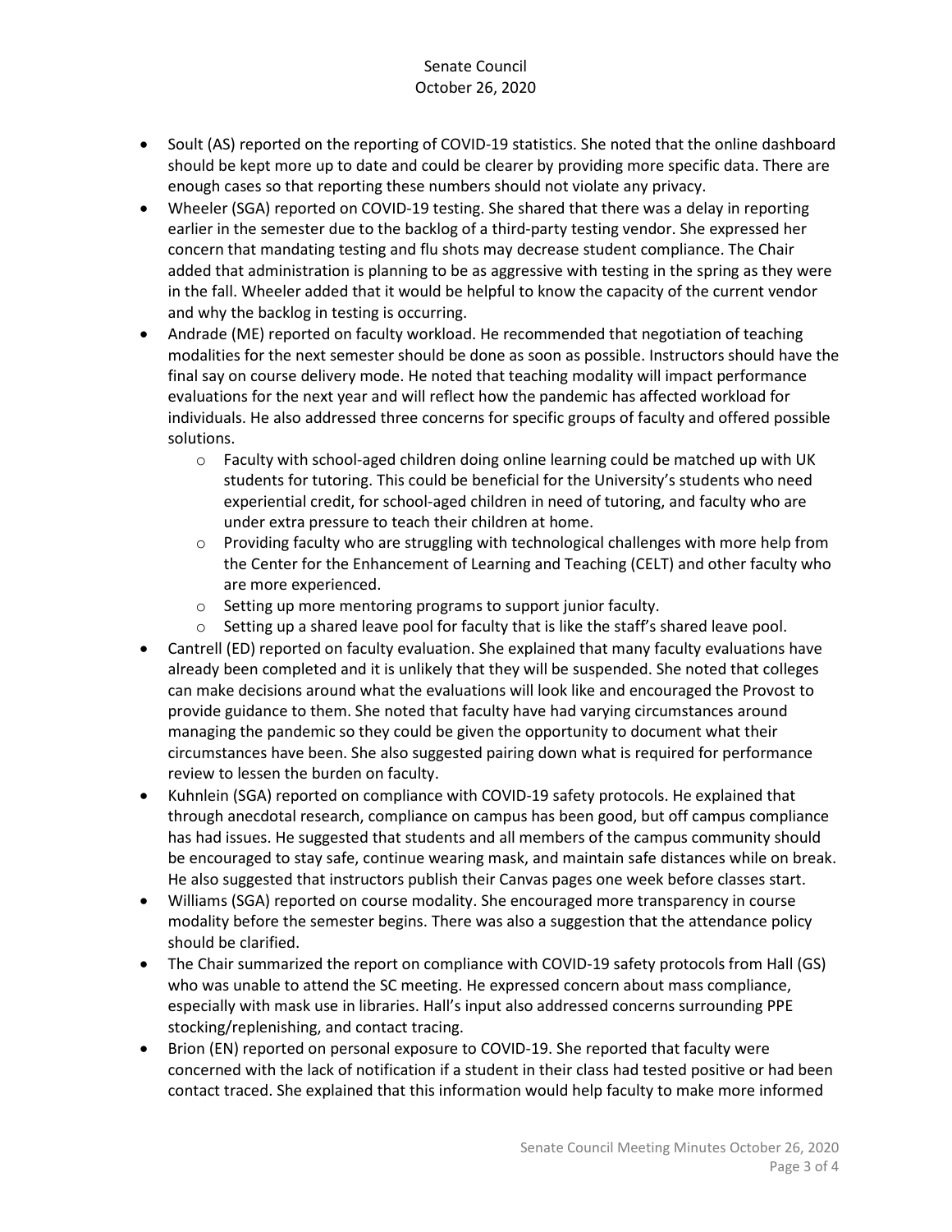- Soult (AS) reported on the reporting of COVID-19 statistics. She noted that the online dashboard should be kept more up to date and could be clearer by providing more specific data. There are enough cases so that reporting these numbers should not violate any privacy.
- Wheeler (SGA) reported on COVID-19 testing. She shared that there was a delay in reporting earlier in the semester due to the backlog of a third-party testing vendor. She expressed her concern that mandating testing and flu shots may decrease student compliance. The Chair added that administration is planning to be as aggressive with testing in the spring as they were in the fall. Wheeler added that it would be helpful to know the capacity of the current vendor and why the backlog in testing is occurring.
- Andrade (ME) reported on faculty workload. He recommended that negotiation of teaching modalities for the next semester should be done as soon as possible. Instructors should have the final say on course delivery mode. He noted that teaching modality will impact performance evaluations for the next year and will reflect how the pandemic has affected workload for individuals. He also addressed three concerns for specific groups of faculty and offered possible solutions.
    - Faculty with school-aged children doing online learning could be matched up with UK students for tutoring. This could be beneficial for the University's students who need experiential credit, for school-aged children in need of tutoring, and faculty who are under extra pressure to teach their children at home.
    - Providing faculty who are struggling with technological challenges with more help from the Center for the Enhancement of Learning and Teaching (CELT) and other faculty who are more experienced.
    - Setting up more mentoring programs to support junior faculty.
    - Setting up a shared leave pool for faculty that is like the staff's shared leave pool.
- Cantrell (ED) reported on faculty evaluation. She explained that many faculty evaluations have already been completed and it is unlikely that they will be suspended. She noted that colleges can make decisions around what the evaluations will look like and encouraged the Provost to provide guidance to them. She noted that faculty have had varying circumstances around managing the pandemic so they could be given the opportunity to document what their circumstances have been. She also suggested pairing down what is required for performance review to lessen the burden on faculty.
- Kuhnlein (SGA) reported on compliance with COVID-19 safety protocols. He explained that through anecdotal research, compliance on campus has been good, but off campus compliance has had issues. He suggested that students and all members of the campus community should be encouraged to stay safe, continue wearing mask, and maintain safe distances while on break. He also suggested that instructors publish their Canvas pages one week before classes start.
- Williams (SGA) reported on course modality. She encouraged more transparency in course modality before the semester begins. There was also a suggestion that the attendance policy should be clarified.
- The Chair summarized the report on compliance with COVID-19 safety protocols from Hall (GS) who was unable to attend the SC meeting. He expressed concern about mass compliance, especially with mask use in libraries. Hall's input also addressed concerns surrounding PPE stocking/replenishing, and contact tracing.
- Brion (EN) reported on personal exposure to COVID-19. She reported that faculty were concerned with the lack of notification if a student in their class had tested positive or had been contact traced. She explained that this information would help faculty to make more informed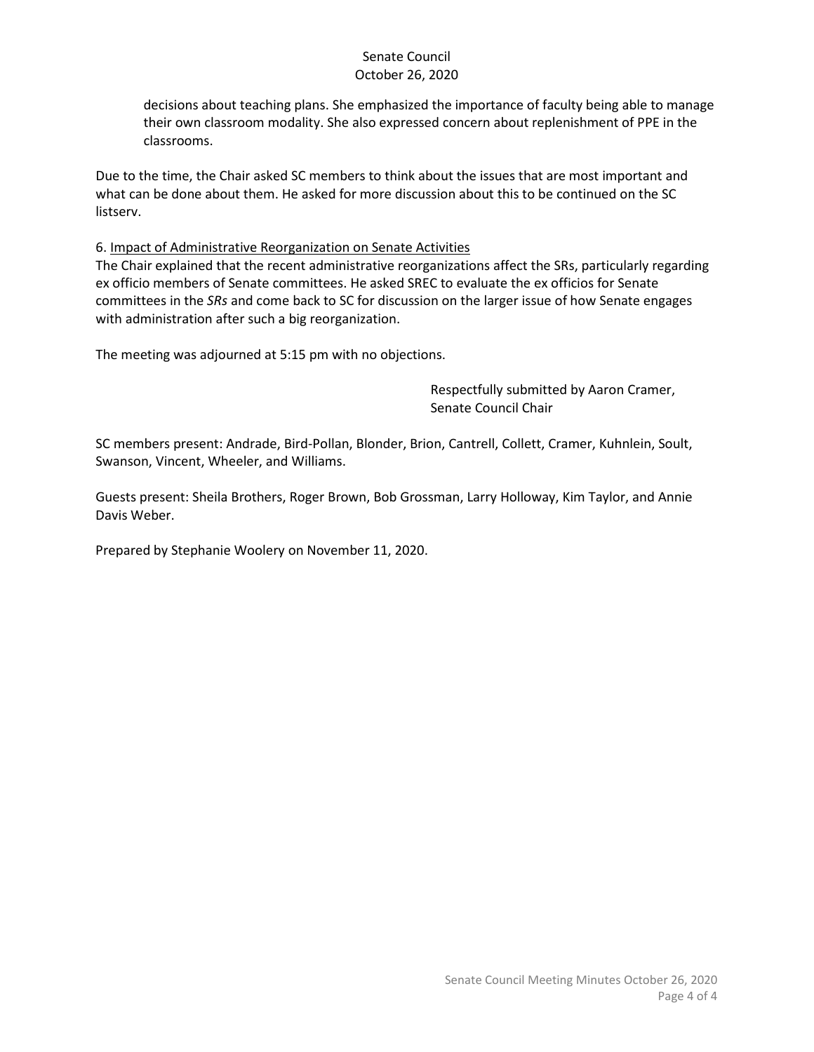decisions about teaching plans. She emphasized the importance of faculty being able to manage their own classroom modality. She also expressed concern about replenishment of PPE in the classrooms.

Due to the time, the Chair asked SC members to think about the issues that are most important and what can be done about them. He asked for more discussion about this to be continued on the SC listserv.

6. Impact of Administrative Reorganization on Senate Activities

The Chair explained that the recent administrative reorganizations affect the SRs, particularly regarding ex officio members of Senate committees. He asked SREC to evaluate the ex officios for Senate committees in the *SRs* and come back to SC for discussion on the larger issue of how Senate engages with administration after such a big reorganization.

The meeting was adjourned at 5:15 pm with no objections.

Respectfully submitted by Aaron Cramer,
Senate Council Chair

SC members present: Andrade, Bird-Pollan, Blonder, Brion, Cantrell, Collett, Cramer, Kuhnlein, Soult, Swanson, Vincent, Wheeler, and Williams.

Guests present: Sheila Brothers, Roger Brown, Bob Grossman, Larry Holloway, Kim Taylor, and Annie Davis Weber.

Prepared by Stephanie Woolery on November 11, 2020.